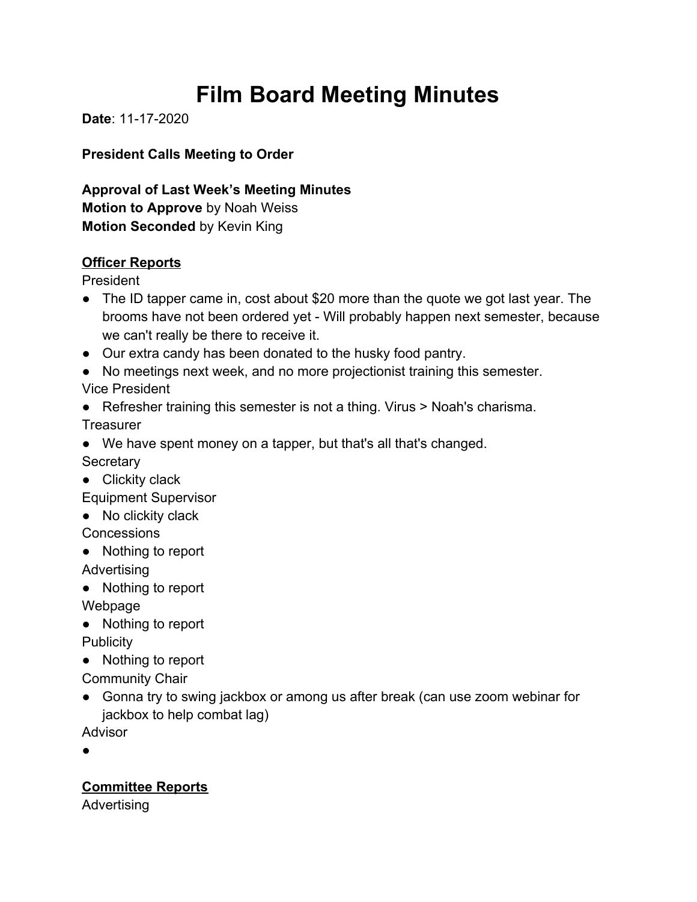# Film Board Meeting Minutes

**Date**: 11-17-2020

**President Calls Meeting to Order**

**Approval of Last Week's Meeting Minutes**
**Motion to Approve** by Noah Weiss
**Motion Seconded** by Kevin King

## Officer Reports

President

- The ID tapper came in, cost about $20 more than the quote we got last year. The brooms have not been ordered yet - Will probably happen next semester, because we can't really be there to receive it.
- Our extra candy has been donated to the husky food pantry.
- No meetings next week, and no more projectionist training this semester.

Vice President

- Refresher training this semester is not a thing. Virus > Noah's charisma.

Treasurer

- We have spent money on a tapper, but that's all that's changed.

Secretary

- Clickity clack

Equipment Supervisor

- No clickity clack

Concessions

- Nothing to report

Advertising

- Nothing to report

Webpage

- Nothing to report

Publicity

- Nothing to report

Community Chair

- Gonna try to swing jackbox or among us after break (can use zoom webinar for jackbox to help combat lag)

Advisor

- 

## Committee Reports

Advertising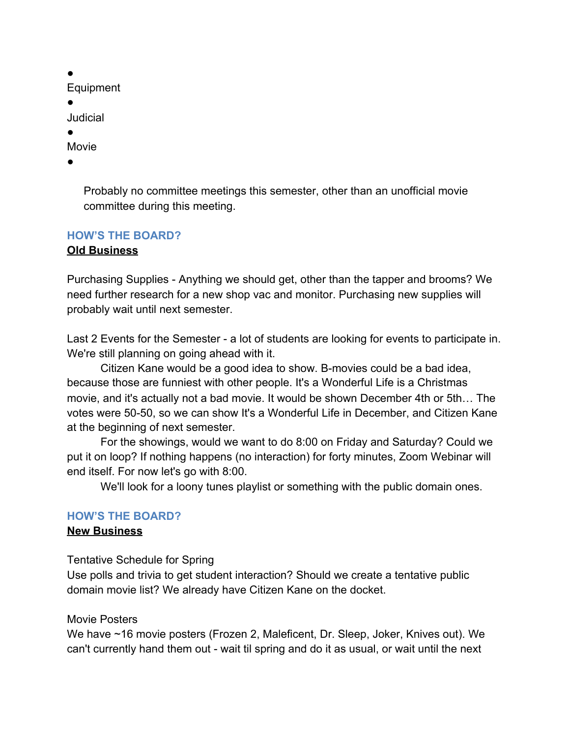- Equipment
- Judicial
- Movie
- 

Probably no committee meetings this semester, other than an unofficial movie committee during this meeting.

## HOW'S THE BOARD?

**Old Business**

Purchasing Supplies - Anything we should get, other than the tapper and brooms? We need further research for a new shop vac and monitor. Purchasing new supplies will probably wait until next semester.

Last 2 Events for the Semester - a lot of students are looking for events to participate in. We're still planning on going ahead with it.

Citizen Kane would be a good idea to show. B-movies could be a bad idea, because those are funniest with other people. It's a Wonderful Life is a Christmas movie, and it's actually not a bad movie. It would be shown December 4th or 5th… The votes were 50-50, so we can show It's a Wonderful Life in December, and Citizen Kane at the beginning of next semester.

For the showings, would we want to do 8:00 on Friday and Saturday? Could we put it on loop? If nothing happens (no interaction) for forty minutes, Zoom Webinar will end itself. For now let's go with 8:00.

We'll look for a loony tunes playlist or something with the public domain ones.

## HOW'S THE BOARD?

**New Business**

Tentative Schedule for Spring
Use polls and trivia to get student interaction? Should we create a tentative public domain movie list? We already have Citizen Kane on the docket.

Movie Posters
We have ~16 movie posters (Frozen 2, Maleficent, Dr. Sleep, Joker, Knives out). We can't currently hand them out - wait til spring and do it as usual, or wait until the next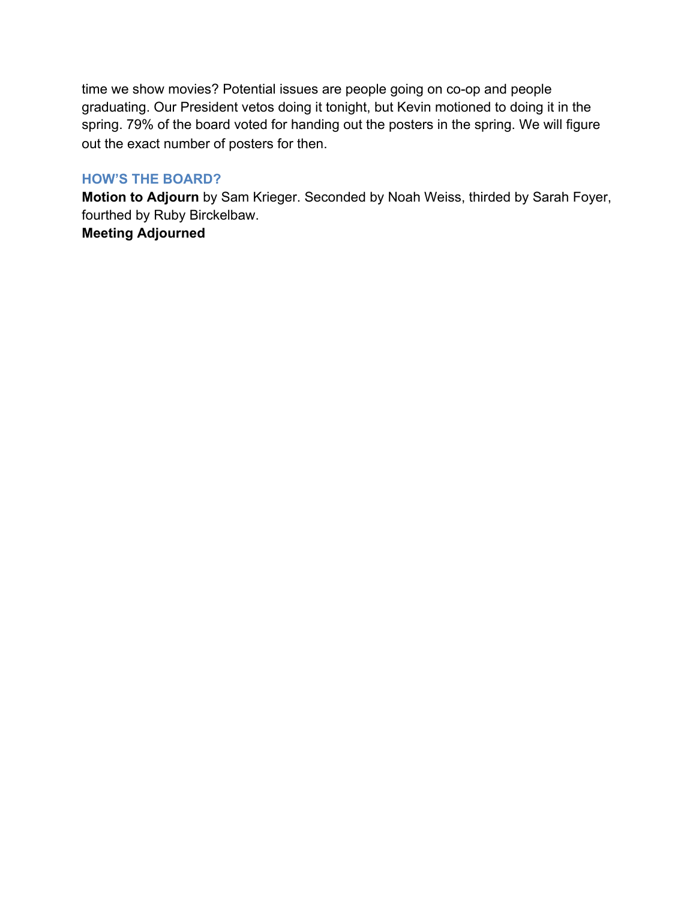time we show movies? Potential issues are people going on co-op and people graduating. Our President vetos doing it tonight, but Kevin motioned to doing it in the spring. 79% of the board voted for handing out the posters in the spring. We will figure out the exact number of posters for then.

### HOW'S THE BOARD?

**Motion to Adjourn** by Sam Krieger. Seconded by Noah Weiss, thirded by Sarah Foyer, fourthed by Ruby Birckelbaw.

**Meeting Adjourned**